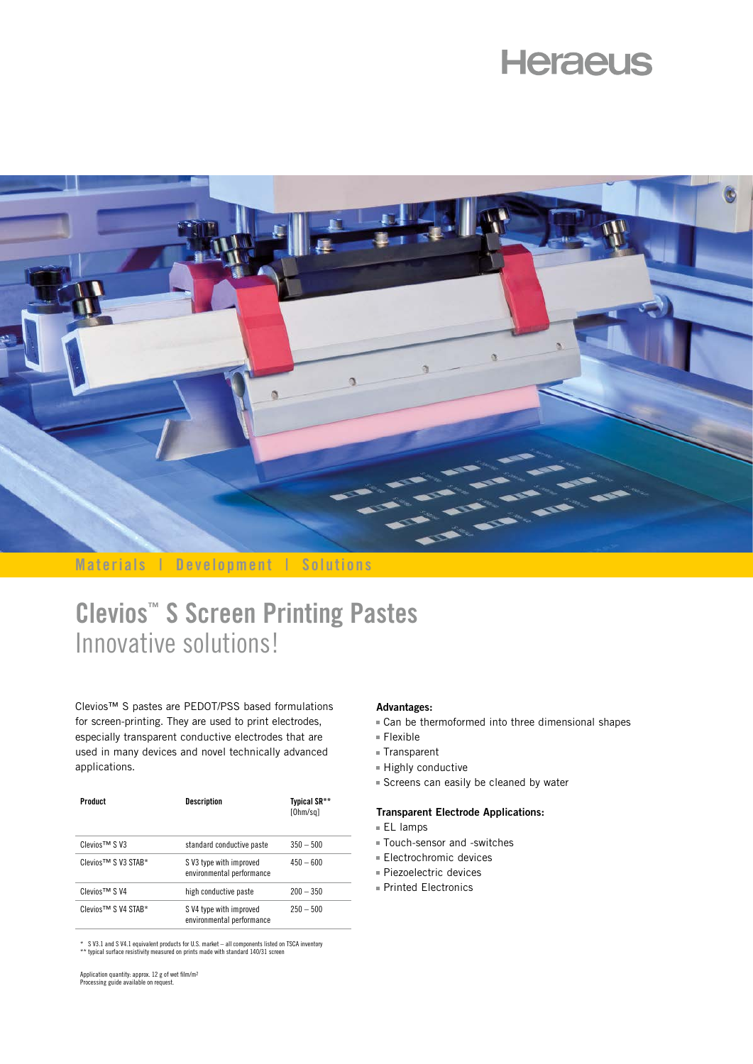Heraeus

Materials | Development | Solutions

# Clevios™ S Screen Printing Pastes

## Innovative solutions!

Clevios™ S pastes are PEDOT/PSS based formulations for screen-printing. They are used to print electrodes, especially transparent conductive electrodes that are used in many devices and novel technically advanced applications.

| Product | Description | Typical SR** [Ohm/sq] |
|---|---|---|
| Clevios™ S V3 | standard conductive paste | 350 – 500 |
| Clevios™ S V3 STAB* | S V3 type with improved environmental performance | 450 – 600 |
| Clevios™ S V4 | high conductive paste | 200 – 350 |
| Clevios™ S V4 STAB* | S V4 type with improved environmental performance | 250 – 500 |

* S V3.1 and S V4.1 equivalent products for U.S. market – all components listed on TSCA inventory
** typical surface resistivity measured on prints made with standard 140/31 screen

Application quantity: approx. 12 g of wet film/m²
Processing guide available on request.

**Advantages:**

- Can be thermoformed into three dimensional shapes
- Flexible
- Transparent
- Highly conductive
- Screens can easily be cleaned by water

**Transparent Electrode Applications:**

- EL lamps
- Touch-sensor and -switches
- Electrochromic devices
- Piezoelectric devices
- Printed Electronics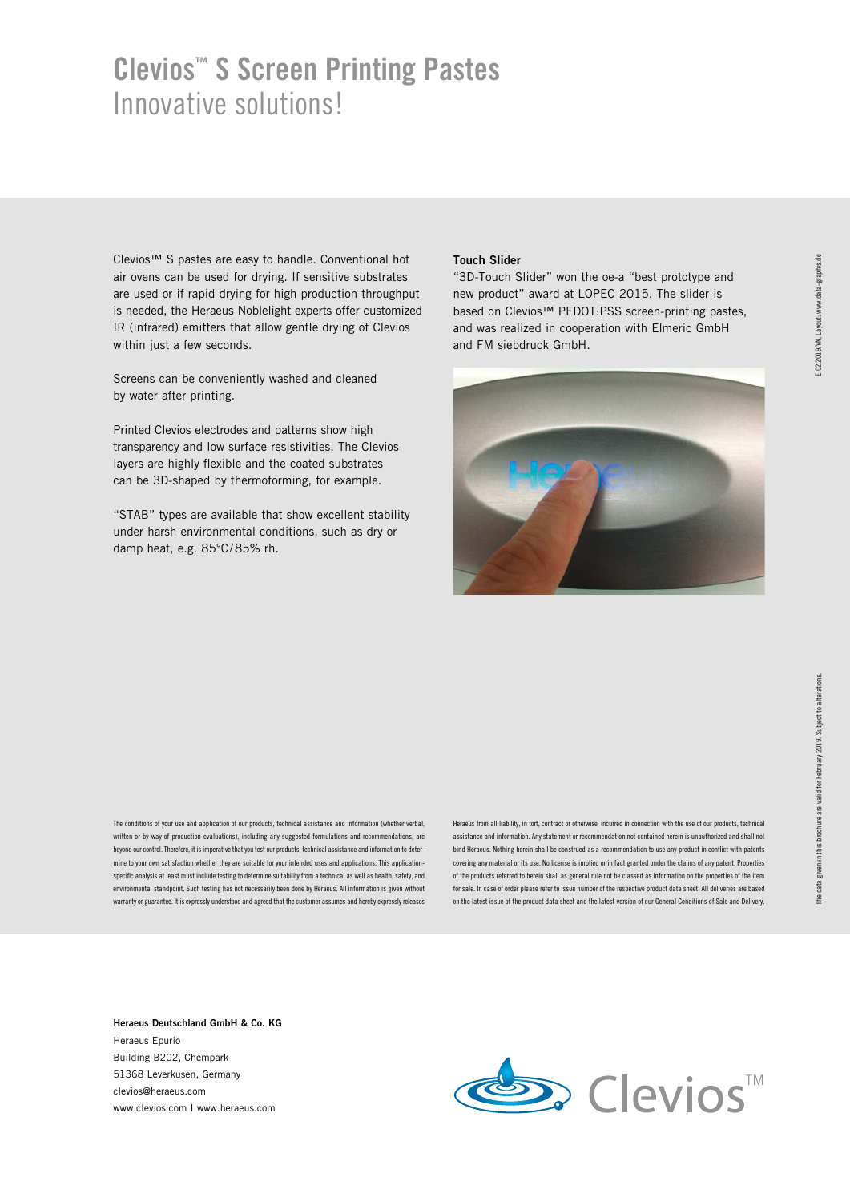# Clevios™ S Screen Printing Pastes

Innovative solutions!

Clevios™ S pastes are easy to handle. Conventional hot air ovens can be used for drying. If sensitive substrates are used or if rapid drying for high production throughput is needed, the Heraeus Noblelight experts offer customized IR (infrared) emitters that allow gentle drying of Clevios within just a few seconds.

Screens can be conveniently washed and cleaned by water after printing.

Printed Clevios electrodes and patterns show high transparency and low surface resistivities. The Clevios layers are highly flexible and the coated substrates can be 3D-shaped by thermoforming, for example.

"STAB" types are available that show excellent stability under harsh environmental conditions, such as dry or damp heat, e.g. 85°C/85% rh.

**Touch Slider**

"3D-Touch Slider" won the oe-a "best prototype and new product" award at LOPEC 2015. The slider is based on Clevios™ PEDOT:PSS screen-printing pastes, and was realized in cooperation with Elmeric GmbH and FM siebdruck GmbH.

The conditions of your use and application of our products, technical assistance and information (whether verbal, written or by way of production evaluations), including any suggested formulations and recommendations, are beyond our control. Therefore, it is imperative that you test our products, technical assistance and information to determine to your own satisfaction whether they are suitable for your intended uses and applications. This application-specific analysis at least must include testing to determine suitability from a technical as well as health, safety, and environmental standpoint. Such testing has not necessarily been done by Heraeus. All information is given without warranty or guarantee. It is expressly understood and agreed that the customer assumes and hereby expressly releases Heraeus from all liability, in tort, contract or otherwise, incurred in connection with the use of our products, technical assistance and information. Any statement or recommendation not contained herein is unauthorized and shall not bind Heraeus. Nothing herein shall be construed as a recommendation to use any product in conflict with patents covering any material or its use. No license is implied or in fact granted under the claims of any patent. Properties of the products referred to herein shall as general rule not be classed as information on the properties of the item for sale. In case of order please refer to issue number of the respective product data sheet. All deliveries are based on the latest issue of the product data sheet and the latest version of our General Conditions of Sale and Delivery.

**Heraeus Deutschland GmbH & Co. KG**
Heraeus Epurio
Building B202, Chempark
51368 Leverkusen, Germany
clevios@heraeus.com
www.clevios.com I www.heraeus.com

Clevios™

The data given in this brochure are valid for February 2019. Subject to alterations.

E 02.2019/VN, Layout: www.data-graphis.de